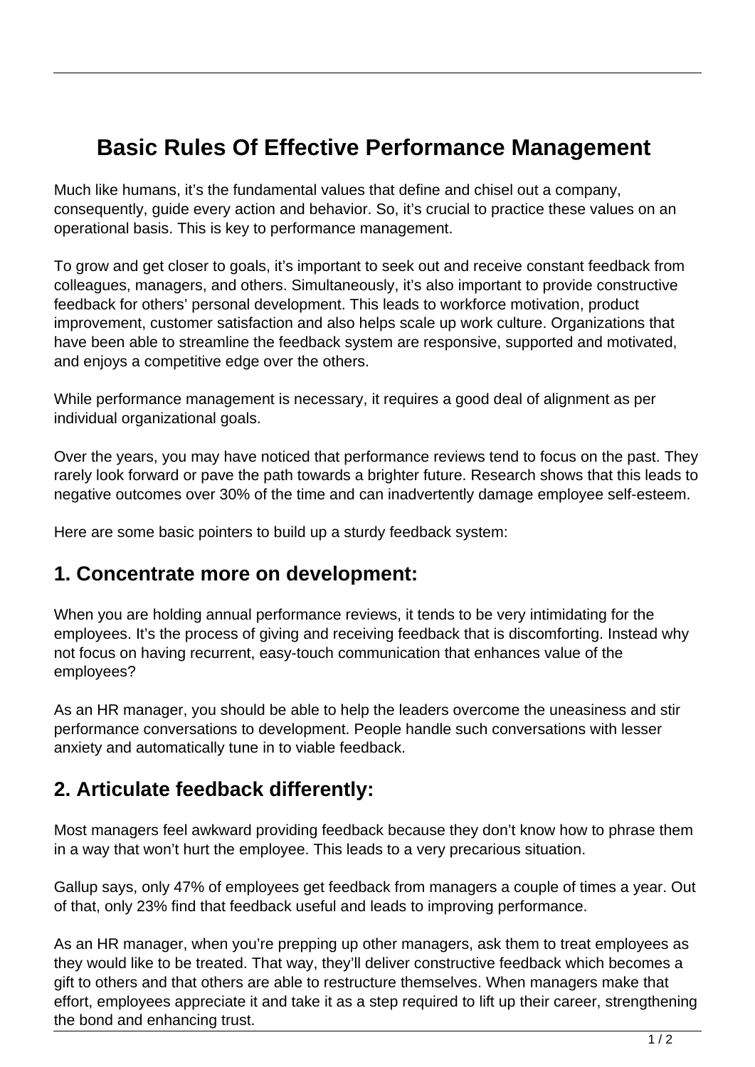# Basic Rules Of Effective Performance Management

Much like humans, it's the fundamental values that define and chisel out a company, consequently, guide every action and behavior. So, it's crucial to practice these values on an operational basis. This is key to performance management.

To grow and get closer to goals, it's important to seek out and receive constant feedback from colleagues, managers, and others. Simultaneously, it's also important to provide constructive feedback for others' personal development. This leads to workforce motivation, product improvement, customer satisfaction and also helps scale up work culture. Organizations that have been able to streamline the feedback system are responsive, supported and motivated, and enjoys a competitive edge over the others.

While performance management is necessary, it requires a good deal of alignment as per individual organizational goals.

Over the years, you may have noticed that performance reviews tend to focus on the past. They rarely look forward or pave the path towards a brighter future. Research shows that this leads to negative outcomes over 30% of the time and can inadvertently damage employee self-esteem.

Here are some basic pointers to build up a sturdy feedback system:

## 1. Concentrate more on development:

When you are holding annual performance reviews, it tends to be very intimidating for the employees. It's the process of giving and receiving feedback that is discomforting. Instead why not focus on having recurrent, easy-touch communication that enhances value of the employees?

As an HR manager, you should be able to help the leaders overcome the uneasiness and stir performance conversations to development. People handle such conversations with lesser anxiety and automatically tune in to viable feedback.

## 2. Articulate feedback differently:

Most managers feel awkward providing feedback because they don't know how to phrase them in a way that won't hurt the employee. This leads to a very precarious situation.

Gallup says, only 47% of employees get feedback from managers a couple of times a year. Out of that, only 23% find that feedback useful and leads to improving performance.

As an HR manager, when you're prepping up other managers, ask them to treat employees as they would like to be treated. That way, they'll deliver constructive feedback which becomes a gift to others and that others are able to restructure themselves. When managers make that effort, employees appreciate it and take it as a step required to lift up their career, strengthening the bond and enhancing trust.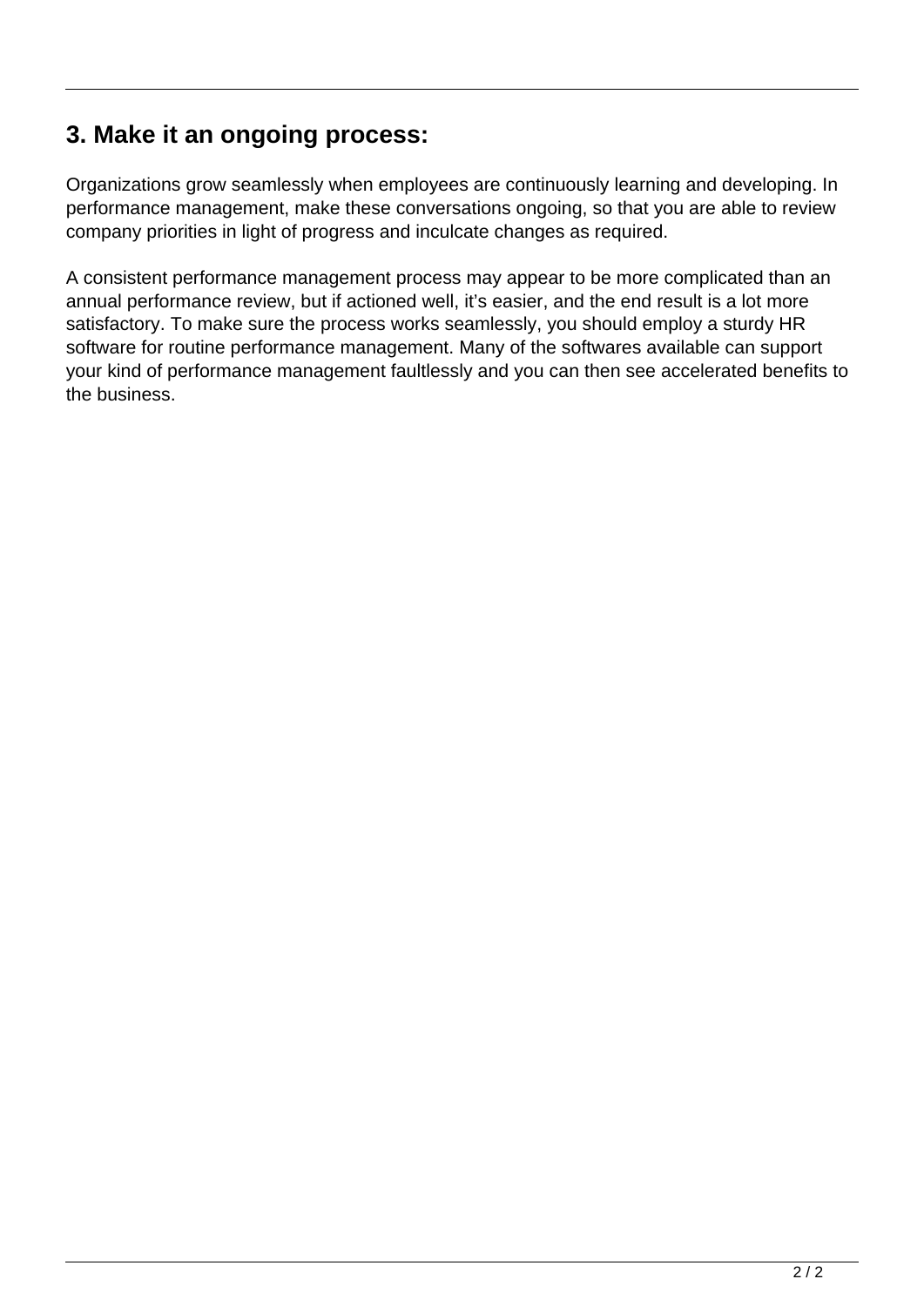## 3. Make it an ongoing process:

Organizations grow seamlessly when employees are continuously learning and developing. In performance management, make these conversations ongoing, so that you are able to review company priorities in light of progress and inculcate changes as required.

A consistent performance management process may appear to be more complicated than an annual performance review, but if actioned well, it's easier, and the end result is a lot more satisfactory. To make sure the process works seamlessly, you should employ a sturdy HR software for routine performance management. Many of the softwares available can support your kind of performance management faultlessly and you can then see accelerated benefits to the business.